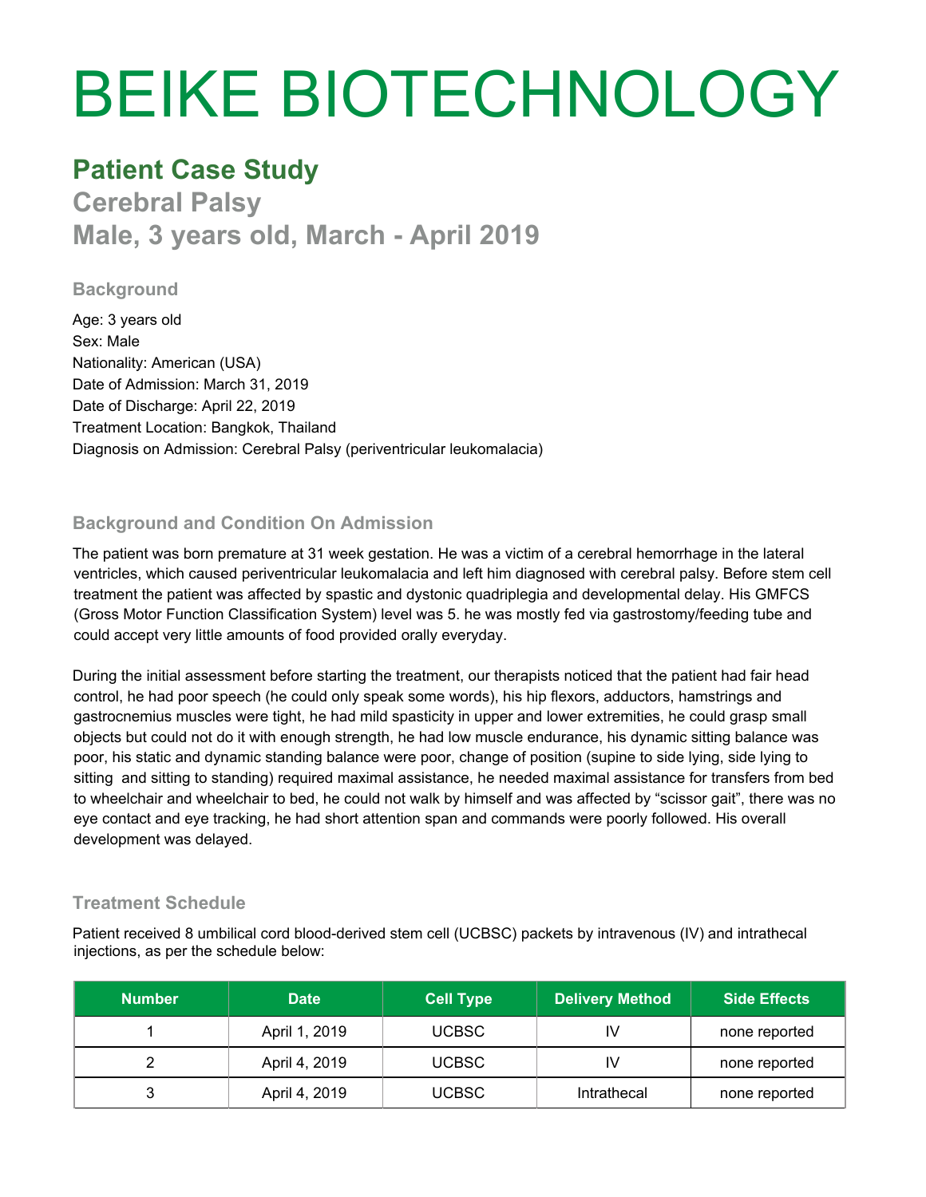# BEIKE BIOTECHNOLOGY

## Patient Case Study

## Cerebral Palsy

## Male, 3 years old, March - April 2019

### Background

Age: 3 years old
Sex: Male
Nationality: American (USA)
Date of Admission: March 31, 2019
Date of Discharge: April 22, 2019
Treatment Location: Bangkok, Thailand
Diagnosis on Admission: Cerebral Palsy (periventricular leukomalacia)

### Background and Condition On Admission

The patient was born premature at 31 week gestation. He was a victim of a cerebral hemorrhage in the lateral ventricles, which caused periventricular leukomalacia and left him diagnosed with cerebral palsy. Before stem cell treatment the patient was affected by spastic and dystonic quadriplegia and developmental delay. His GMFCS (Gross Motor Function Classification System) level was 5. he was mostly fed via gastrostomy/feeding tube and could accept very little amounts of food provided orally everyday.

During the initial assessment before starting the treatment, our therapists noticed that the patient had fair head control, he had poor speech (he could only speak some words), his hip flexors, adductors, hamstrings and gastrocnemius muscles were tight, he had mild spasticity in upper and lower extremities, he could grasp small objects but could not do it with enough strength, he had low muscle endurance, his dynamic sitting balance was poor, his static and dynamic standing balance were poor, change of position (supine to side lying, side lying to sitting and sitting to standing) required maximal assistance, he needed maximal assistance for transfers from bed to wheelchair and wheelchair to bed, he could not walk by himself and was affected by "scissor gait", there was no eye contact and eye tracking, he had short attention span and commands were poorly followed. His overall development was delayed.

### Treatment Schedule

Patient received 8 umbilical cord blood-derived stem cell (UCBSC) packets by intravenous (IV) and intrathecal injections, as per the schedule below:

| Number | Date | Cell Type | Delivery Method | Side Effects |
|---|---|---|---|---|
| 1 | April 1, 2019 | UCBSC | IV | none reported |
| 2 | April 4, 2019 | UCBSC | IV | none reported |
| 3 | April 4, 2019 | UCBSC | Intrathecal | none reported |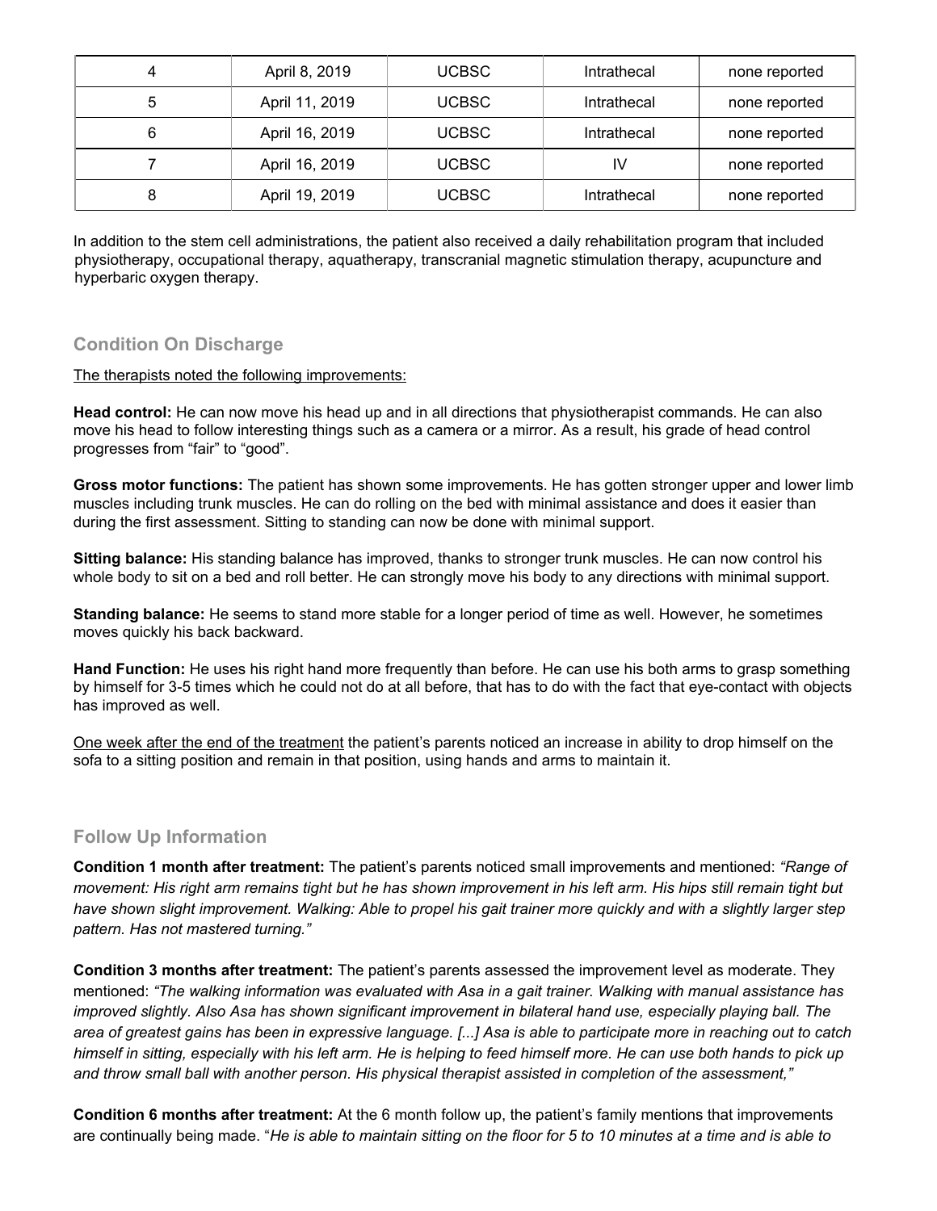| 4 | April 8, 2019 | UCBSC | Intrathecal | none reported |
|---|---|---|---|---|
| 5 | April 11, 2019 | UCBSC | Intrathecal | none reported |
| 6 | April 16, 2019 | UCBSC | Intrathecal | none reported |
| 7 | April 16, 2019 | UCBSC | IV | none reported |
| 8 | April 19, 2019 | UCBSC | Intrathecal | none reported |

In addition to the stem cell administrations, the patient also received a daily rehabilitation program that included physiotherapy, occupational therapy, aquatherapy, transcranial magnetic stimulation therapy, acupuncture and hyperbaric oxygen therapy.

## Condition On Discharge

The therapists noted the following improvements:

**Head control:** He can now move his head up and in all directions that physiotherapist commands. He can also move his head to follow interesting things such as a camera or a mirror. As a result, his grade of head control progresses from "fair" to "good".

**Gross motor functions:** The patient has shown some improvements. He has gotten stronger upper and lower limb muscles including trunk muscles. He can do rolling on the bed with minimal assistance and does it easier than during the first assessment. Sitting to standing can now be done with minimal support.

**Sitting balance:** His standing balance has improved, thanks to stronger trunk muscles. He can now control his whole body to sit on a bed and roll better. He can strongly move his body to any directions with minimal support.

**Standing balance:** He seems to stand more stable for a longer period of time as well. However, he sometimes moves quickly his back backward.

**Hand Function:** He uses his right hand more frequently than before. He can use his both arms to grasp something by himself for 3-5 times which he could not do at all before, that has to do with the fact that eye-contact with objects has improved as well.

One week after the end of the treatment the patient's parents noticed an increase in ability to drop himself on the sofa to a sitting position and remain in that position, using hands and arms to maintain it.

## Follow Up Information

**Condition 1 month after treatment:** The patient's parents noticed small improvements and mentioned: *"Range of movement: His right arm remains tight but he has shown improvement in his left arm. His hips still remain tight but have shown slight improvement. Walking: Able to propel his gait trainer more quickly and with a slightly larger step pattern. Has not mastered turning."*

**Condition 3 months after treatment:** The patient's parents assessed the improvement level as moderate. They mentioned: *"The walking information was evaluated with Asa in a gait trainer. Walking with manual assistance has improved slightly. Also Asa has shown significant improvement in bilateral hand use, especially playing ball. The area of greatest gains has been in expressive language. [...] Asa is able to participate more in reaching out to catch himself in sitting, especially with his left arm. He is helping to feed himself more. He can use both hands to pick up and throw small ball with another person. His physical therapist assisted in completion of the assessment,"*

**Condition 6 months after treatment:** At the 6 month follow up, the patient's family mentions that improvements are continually being made. "*He is able to maintain sitting on the floor for 5 to 10 minutes at a time and is able to*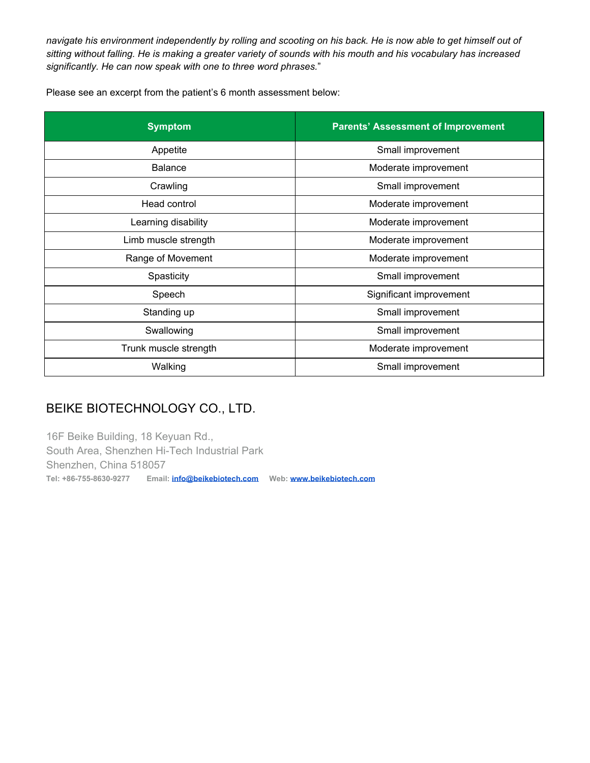*navigate his environment independently by rolling and scooting on his back. He is now able to get himself out of sitting without falling. He is making a greater variety of sounds with his mouth and his vocabulary has increased significantly. He can now speak with one to three word phrases.*"

Please see an excerpt from the patient's 6 month assessment below:

| Symptom | Parents' Assessment of Improvement |
| --- | --- |
| Appetite | Small improvement |
| Balance | Moderate improvement |
| Crawling | Small improvement |
| Head control | Moderate improvement |
| Learning disability | Moderate improvement |
| Limb muscle strength | Moderate improvement |
| Range of Movement | Moderate improvement |
| Spasticity | Small improvement |
| Speech | Significant improvement |
| Standing up | Small improvement |
| Swallowing | Small improvement |
| Trunk muscle strength | Moderate improvement |
| Walking | Small improvement |

## BEIKE BIOTECHNOLOGY CO., LTD.

16F Beike Building, 18 Keyuan Rd.,
South Area, Shenzhen Hi-Tech Industrial Park
Shenzhen, China 518057

**Tel:** +86-755-8630-9277 **Email:** info@beikebiotech.com **Web:** www.beikebiotech.com